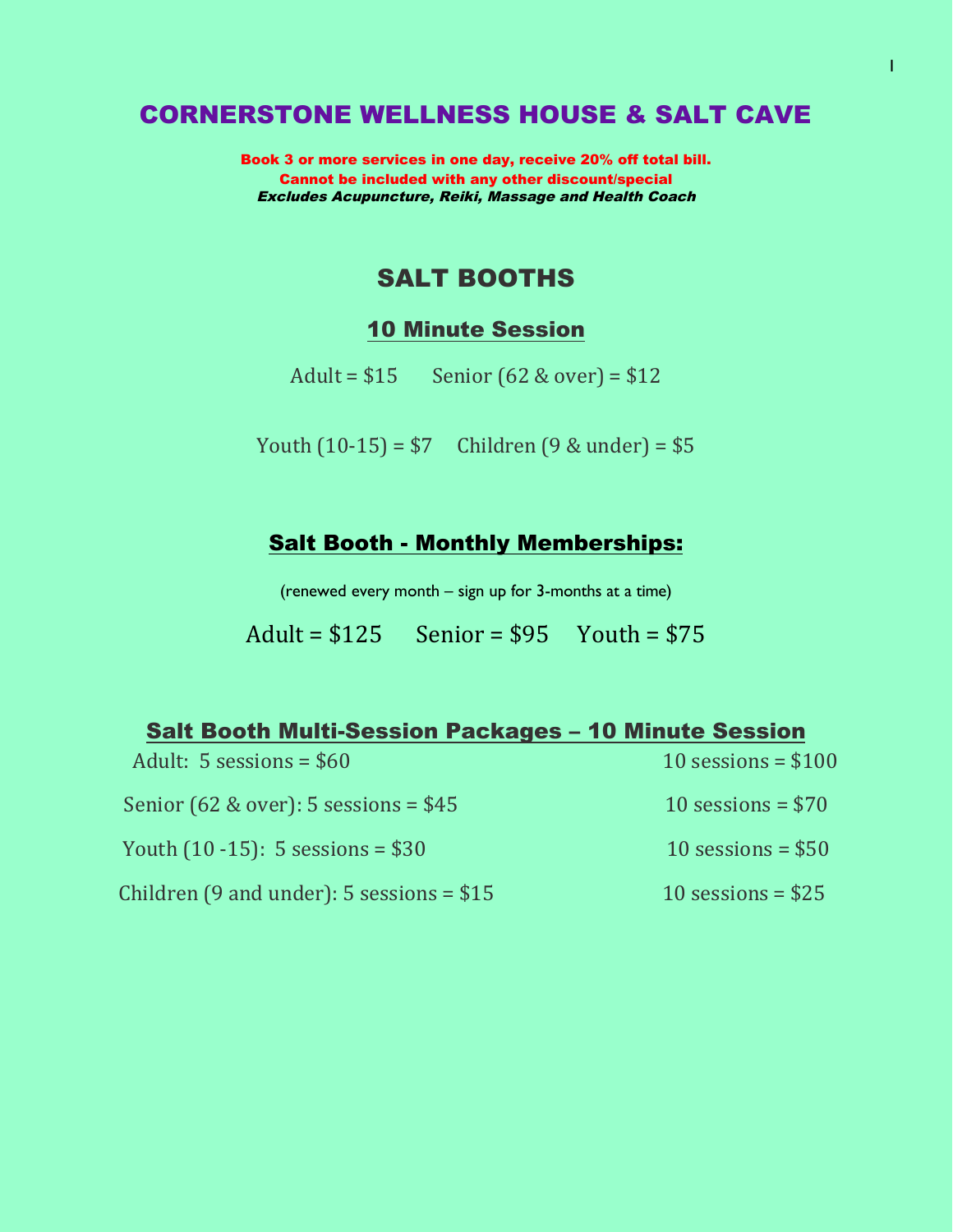# CORNERSTONE WELLNESS HOUSE & SALT CAVE

**Book 3 or more services in one day, receive 20% off total bill.**
**Cannot be included with any other discount/special**
***Excludes Acupuncture, Reiki, Massage and Health Coach***

## SALT BOOTHS

### 10 Minute Session

Adult = $15 Senior (62 & over) = $12

Youth (10-15) = $7 Children (9 & under) = $5

### Salt Booth - Monthly Memberships:

(renewed every month – sign up for 3-months at a time)

Adult = $125 Senior = $95 Youth = $75

### Salt Booth Multi-Session Packages – 10 Minute Session

| | 5 sessions | 10 sessions |
|---|---|---|
| Adult | $60 | $100 |
| Senior (62 & over) | $45 | $70 |
| Youth (10 -15) | $30 | $50 |
| Children (9 and under) | $15 | $25 |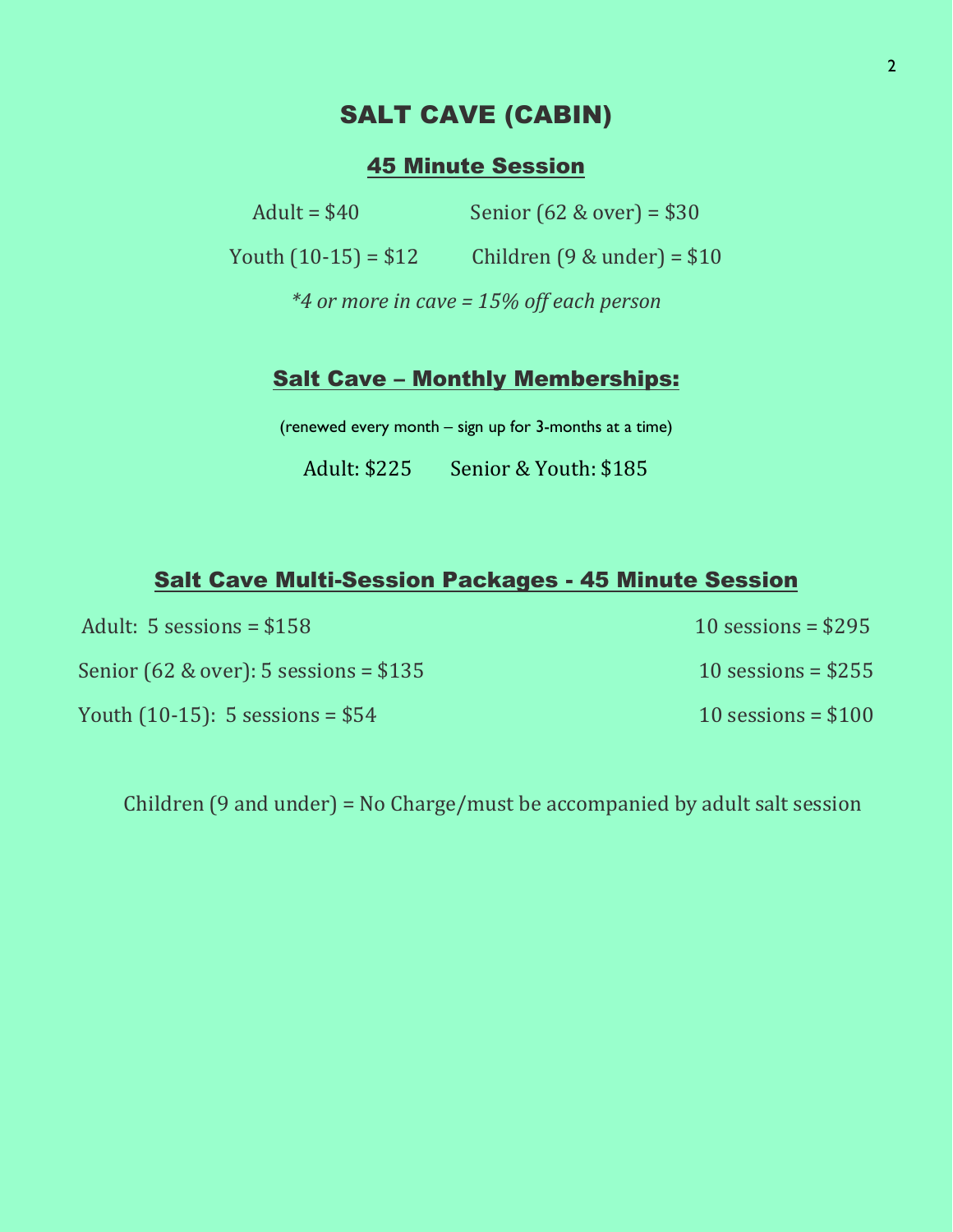# SALT CAVE (CABIN)

## 45 Minute Session

Adult = $40 Senior (62 & over) = $30

Youth (10-15) = $12 Children (9 & under) = $10

*\*4 or more in cave = 15% off each person*

## Salt Cave – Monthly Memberships:

(renewed every month – sign up for 3-months at a time)

Adult: $225 Senior & Youth: $185

## Salt Cave Multi-Session Packages - 45 Minute Session

Adult: 5 sessions = $158 10 sessions = $295

Senior (62 & over): 5 sessions = $135 10 sessions = $255

Youth (10-15): 5 sessions = $54 10 sessions = $100

Children (9 and under) = No Charge/must be accompanied by adult salt session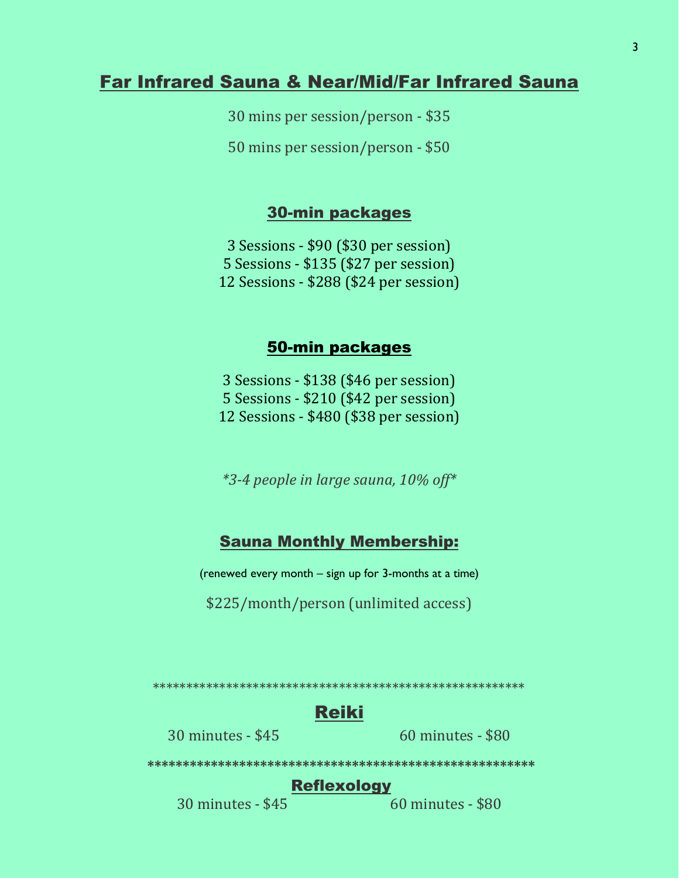## Far Infrared Sauna & Near/Mid/Far Infrared Sauna

30 mins per session/person - $35

50 mins per session/person - $50

### 30-min packages

3 Sessions - $90 ($30 per session)
5 Sessions - $135 ($27 per session)
12 Sessions - $288 ($24 per session)

### 50-min packages

3 Sessions - $138 ($46 per session)
5 Sessions - $210 ($42 per session)
12 Sessions - $480 ($38 per session)

*\*3-4 people in large sauna, 10% off\**

### Sauna Monthly Membership:

(renewed every month – sign up for 3-months at a time)

$225/month/person (unlimited access)

\*\*\*\*\*\*\*\*\*\*\*\*\*\*\*\*\*\*\*\*\*\*\*\*\*\*\*\*\*\*\*\*\*\*\*\*\*\*\*\*\*\*\*\*\*\*\*\*\*\*\*\*\*\*

## Reiki

30 minutes - $45 60 minutes - $80

\*\*\*\*\*\*\*\*\*\*\*\*\*\*\*\*\*\*\*\*\*\*\*\*\*\*\*\*\*\*\*\*\*\*\*\*\*\*\*\*\*\*\*\*\*\*\*\*\*\*\*\*\*\*

## Reflexology

30 minutes - $45 60 minutes - $80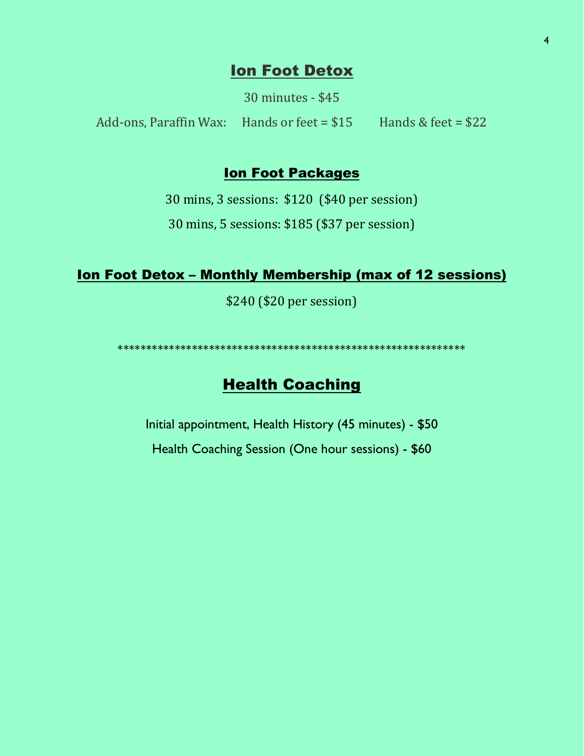## Ion Foot Detox

30 minutes - $45

Add-ons, Paraffin Wax: Hands or feet = $15 Hands & feet = $22

## Ion Foot Packages

30 mins, 3 sessions: $120 ($40 per session)

30 mins, 5 sessions: $185 ($37 per session)

## Ion Foot Detox – Monthly Membership (max of 12 sessions)

$240 ($20 per session)

************************************************************

## Health Coaching

Initial appointment, Health History (45 minutes) - $50

Health Coaching Session (One hour sessions) - $60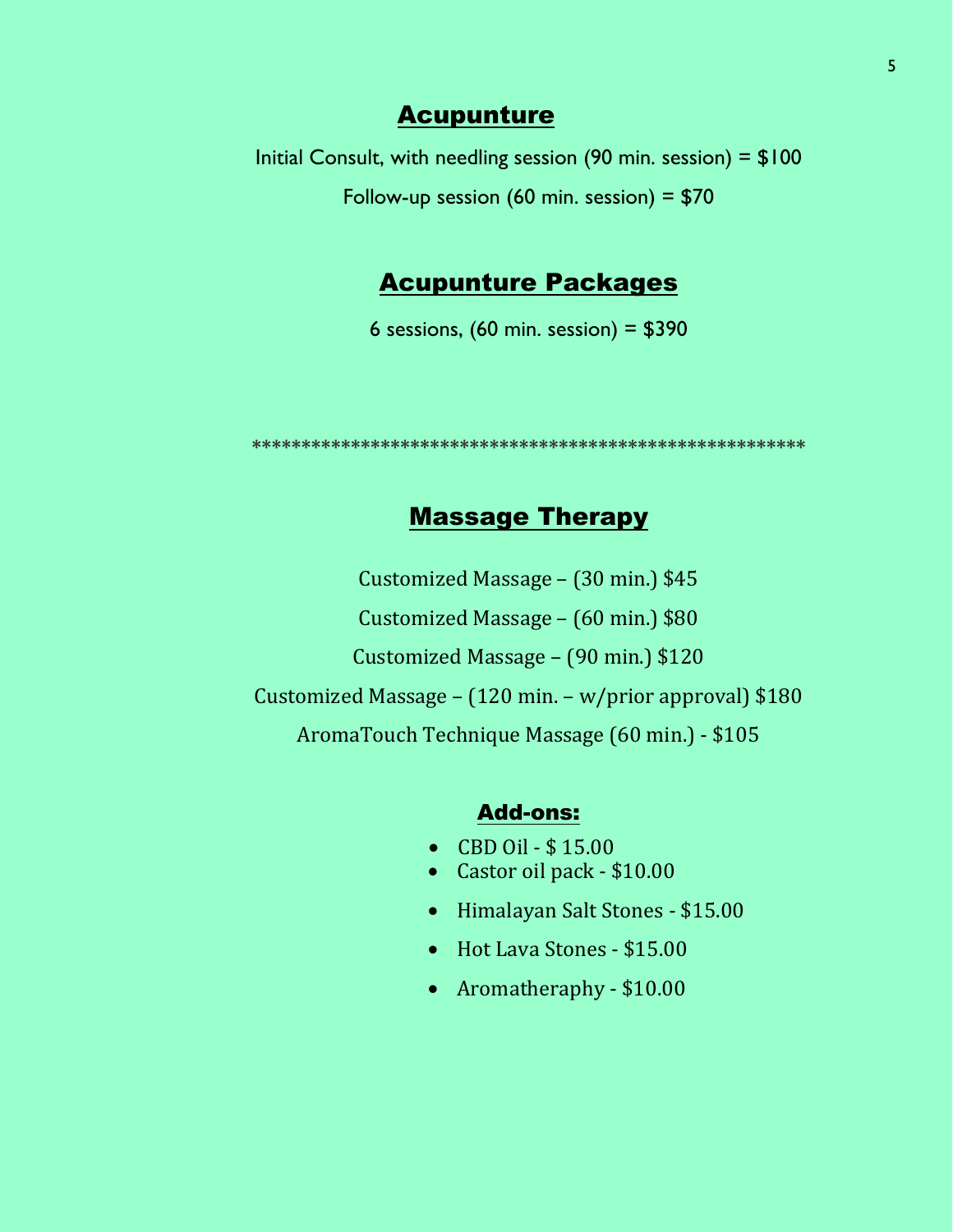## Acupunture

Initial Consult, with needling session (90 min. session) = $100

Follow-up session (60 min. session) = $70

## Acupunture Packages

6 sessions, (60 min. session) = $390

*******************************************************

## Massage Therapy

Customized Massage – (30 min.) $45

Customized Massage – (60 min.) $80

Customized Massage – (90 min.) $120

Customized Massage – (120 min. – w/prior approval) $180

AromaTouch Technique Massage (60 min.) - $105

### Add-ons:

- CBD Oil - $ 15.00
- Castor oil pack - $10.00
- Himalayan Salt Stones - $15.00
- Hot Lava Stones - $15.00
- Aromatheraphy - $10.00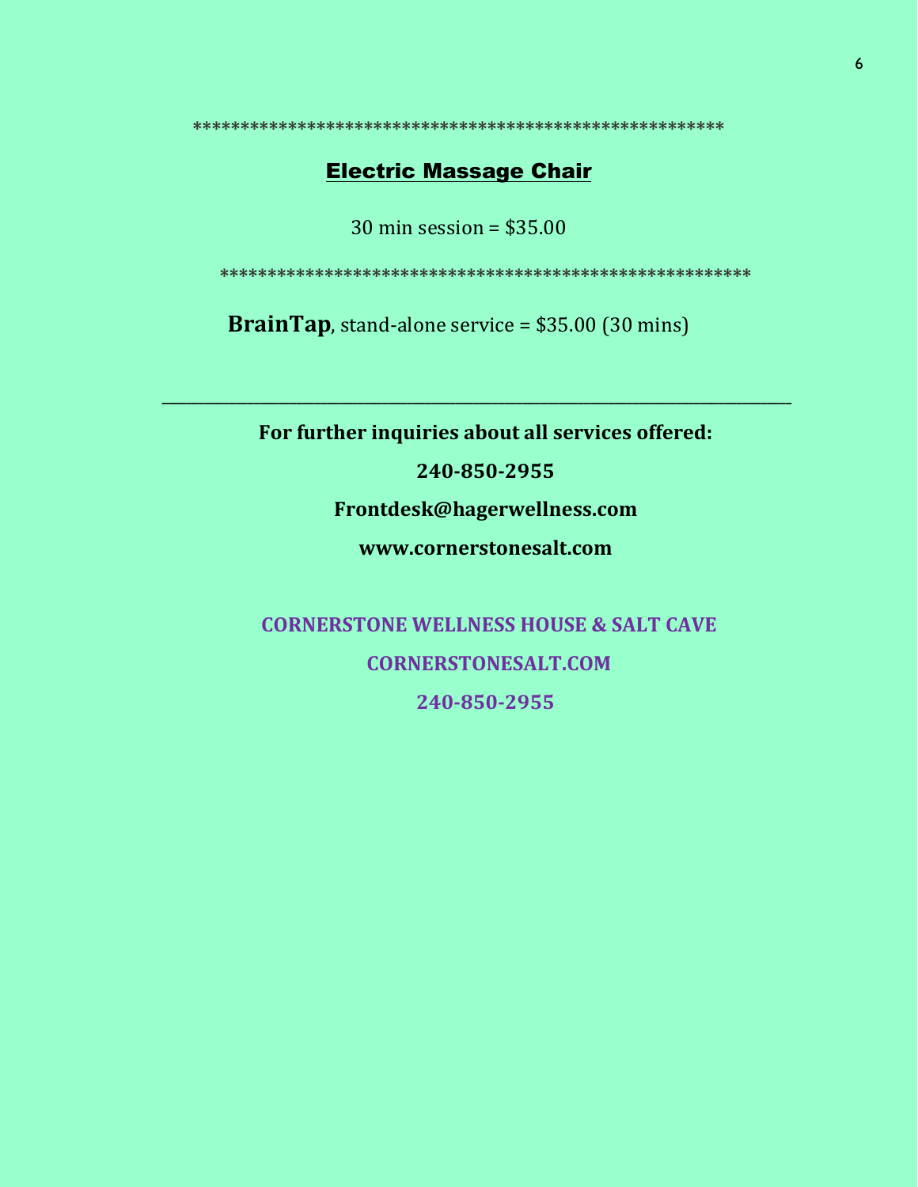*******************************************************

## Electric Massage Chair

30 min session = $35.00

*******************************************************

**BrainTap**, stand-alone service = $35.00 (30 mins)

---

**For further inquiries about all services offered:**

**240-850-2955**

**Frontdesk@hagerwellness.com**

**www.cornerstonesalt.com**

**CORNERSTONE WELLNESS HOUSE & SALT CAVE**

**CORNERSTONESALT.COM**

**240-850-2955**